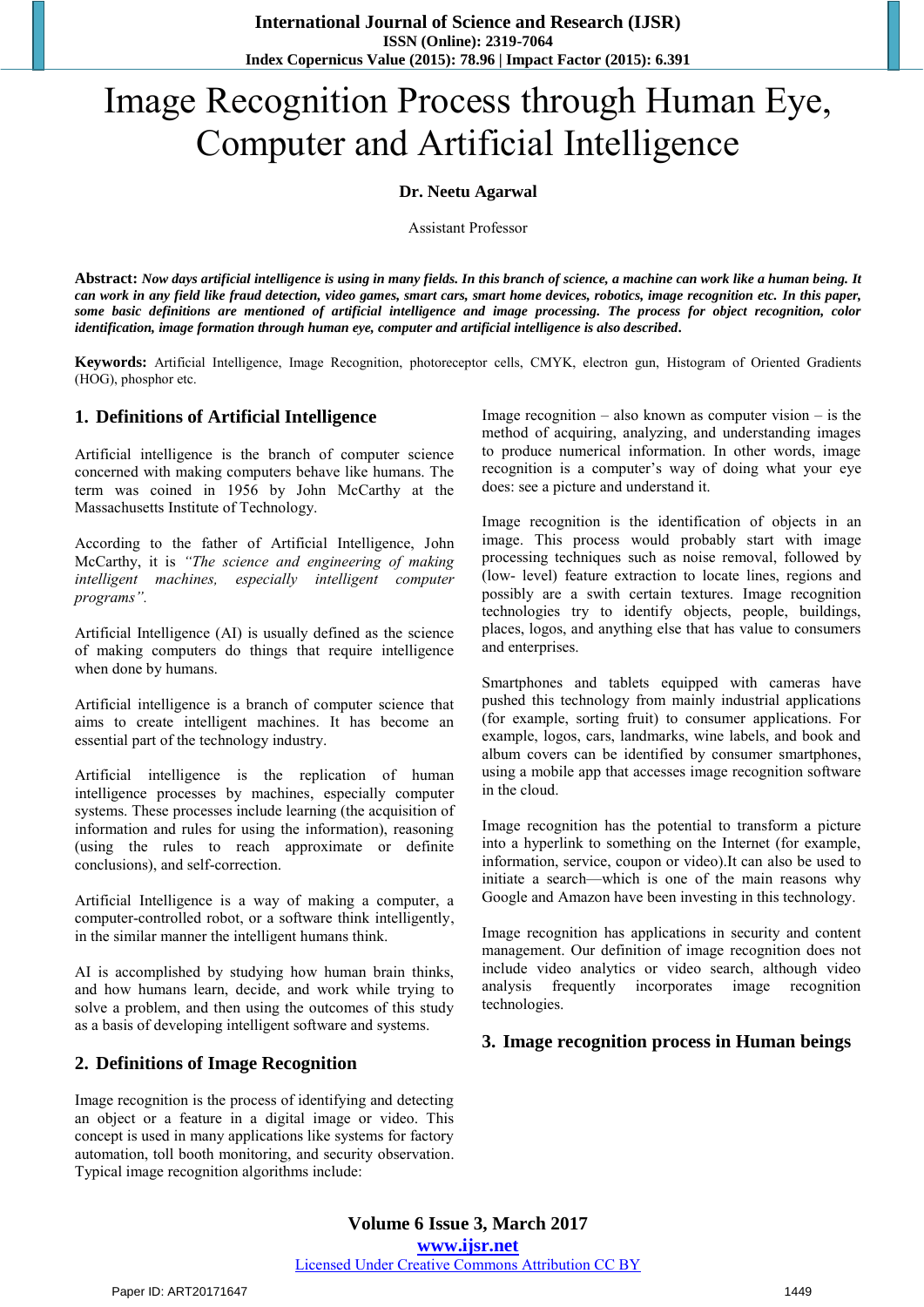# Image Recognition Process through Human Eye, Computer and Artificial Intelligence

**Dr. Neetu Agarwal**

Assistant Professor

**Abstract:** ***Now days artificial intelligence is using in many fields. In this branch of science, a machine can work like a human being. It can work in any field like fraud detection, video games, smart cars, smart home devices, robotics, image recognition etc. In this paper, some basic definitions are mentioned of artificial intelligence and image processing. The process for object recognition, color identification, image formation through human eye, computer and artificial intelligence is also described.***

**Keywords:** Artificial Intelligence, Image Recognition, photoreceptor cells, CMYK, electron gun, Histogram of Oriented Gradients (HOG), phosphor etc.

## 1. Definitions of Artificial Intelligence

Artificial intelligence is the branch of computer science concerned with making computers behave like humans. The term was coined in 1956 by John McCarthy at the Massachusetts Institute of Technology.

According to the father of Artificial Intelligence, John McCarthy, it is *"The science and engineering of making intelligent machines, especially intelligent computer programs".*

Artificial Intelligence (AI) is usually defined as the science of making computers do things that require intelligence when done by humans.

Artificial intelligence is a branch of computer science that aims to create intelligent machines. It has become an essential part of the technology industry.

Artificial intelligence is the replication of human intelligence processes by machines, especially computer systems. These processes include learning (the acquisition of information and rules for using the information), reasoning (using the rules to reach approximate or definite conclusions), and self-correction.

Artificial Intelligence is a way of making a computer, a computer-controlled robot, or a software think intelligently, in the similar manner the intelligent humans think.

AI is accomplished by studying how human brain thinks, and how humans learn, decide, and work while trying to solve a problem, and then using the outcomes of this study as a basis of developing intelligent software and systems.

## 2. Definitions of Image Recognition

Image recognition is the process of identifying and detecting an object or a feature in a digital image or video. This concept is used in many applications like systems for factory automation, toll booth monitoring, and security observation. Typical image recognition algorithms include:

Image recognition – also known as computer vision – is the method of acquiring, analyzing, and understanding images to produce numerical information. In other words, image recognition is a computer's way of doing what your eye does: see a picture and understand it.

Image recognition is the identification of objects in an image. This process would probably start with image processing techniques such as noise removal, followed by (low- level) feature extraction to locate lines, regions and possibly are a swith certain textures. Image recognition technologies try to identify objects, people, buildings, places, logos, and anything else that has value to consumers and enterprises.

Smartphones and tablets equipped with cameras have pushed this technology from mainly industrial applications (for example, sorting fruit) to consumer applications. For example, logos, cars, landmarks, wine labels, and book and album covers can be identified by consumer smartphones, using a mobile app that accesses image recognition software in the cloud.

Image recognition has the potential to transform a picture into a hyperlink to something on the Internet (for example, information, service, coupon or video).It can also be used to initiate a search—which is one of the main reasons why Google and Amazon have been investing in this technology.

Image recognition has applications in security and content management. Our definition of image recognition does not include video analytics or video search, although video analysis frequently incorporates image recognition technologies.

## 3. Image recognition process in Human beings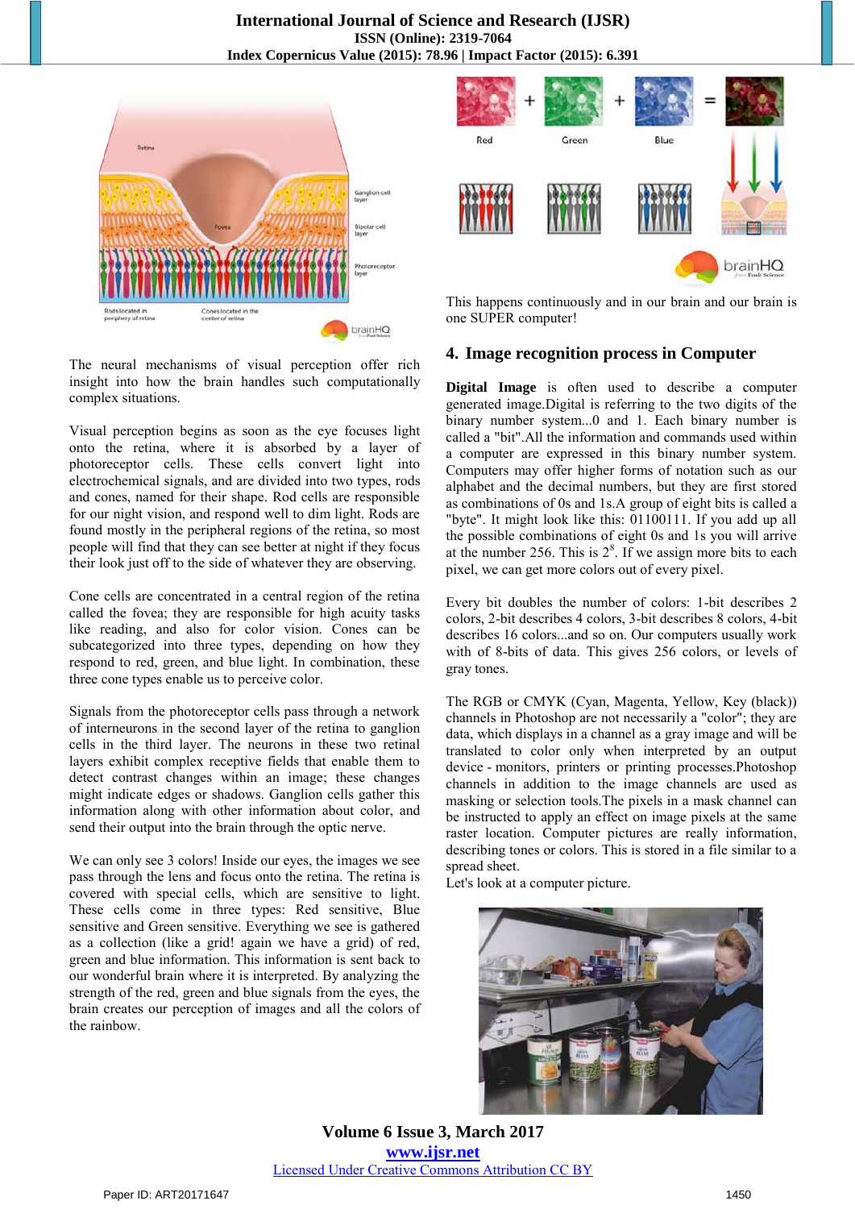The neural mechanisms of visual perception offer rich insight into how the brain handles such computationally complex situations.

Visual perception begins as soon as the eye focuses light onto the retina, where it is absorbed by a layer of photoreceptor cells. These cells convert light into electrochemical signals, and are divided into two types, rods and cones, named for their shape. Rod cells are responsible for our night vision, and respond well to dim light. Rods are found mostly in the peripheral regions of the retina, so most people will find that they can see better at night if they focus their look just off to the side of whatever they are observing.

Cone cells are concentrated in a central region of the retina called the fovea; they are responsible for high acuity tasks like reading, and also for color vision. Cones can be subcategorized into three types, depending on how they respond to red, green, and blue light. In combination, these three cone types enable us to perceive color.

Signals from the photoreceptor cells pass through a network of interneurons in the second layer of the retina to ganglion cells in the third layer. The neurons in these two retinal layers exhibit complex receptive fields that enable them to detect contrast changes within an image; these changes might indicate edges or shadows. Ganglion cells gather this information along with other information about color, and send their output into the brain through the optic nerve.

We can only see 3 colors! Inside our eyes, the images we see pass through the lens and focus onto the retina. The retina is covered with special cells, which are sensitive to light. These cells come in three types: Red sensitive, Blue sensitive and Green sensitive. Everything we see is gathered as a collection (like a grid! again we have a grid) of red, green and blue information. This information is sent back to our wonderful brain where it is interpreted. By analyzing the strength of the red, green and blue signals from the eyes, the brain creates our perception of images and all the colors of the rainbow.

This happens continuously and in our brain and our brain is one SUPER computer!

## 4. Image recognition process in Computer

**Digital Image** is often used to describe a computer generated image.Digital is referring to the two digits of the binary number system...0 and 1. Each binary number is called a "bit".All the information and commands used within a computer are expressed in this binary number system. Computers may offer higher forms of notation such as our alphabet and the decimal numbers, but they are first stored as combinations of 0s and 1s.A group of eight bits is called a "byte". It might look like this: 01100111. If you add up all the possible combinations of eight 0s and 1s you will arrive at the number 256. This is $2^8$. If we assign more bits to each pixel, we can get more colors out of every pixel.

Every bit doubles the number of colors: 1-bit describes 2 colors, 2-bit describes 4 colors, 3-bit describes 8 colors, 4-bit describes 16 colors...and so on. Our computers usually work with of 8-bits of data. This gives 256 colors, or levels of gray tones.

The RGB or CMYK (Cyan, Magenta, Yellow, Key (black)) channels in Photoshop are not necessarily a "color"; they are data, which displays in a channel as a gray image and will be translated to color only when interpreted by an output device - monitors, printers or printing processes.Photoshop channels in addition to the image channels are used as masking or selection tools.The pixels in a mask channel can be instructed to apply an effect on image pixels at the same raster location. Computer pictures are really information, describing tones or colors. This is stored in a file similar to a spread sheet.

Let's look at a computer picture.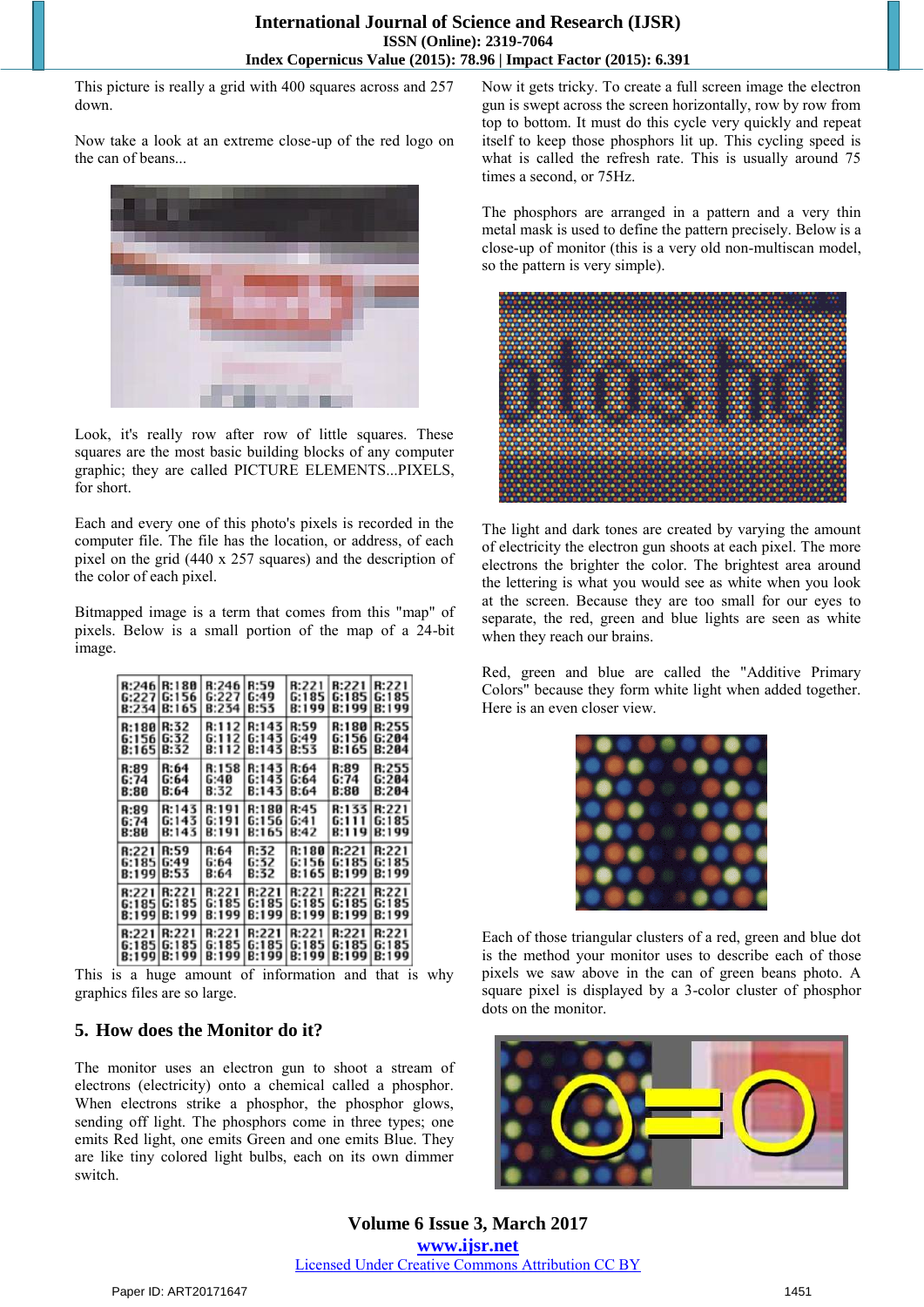This picture is really a grid with 400 squares across and 257 down.

Now take a look at an extreme close-up of the red logo on the can of beans...

Look, it's really row after row of little squares. These squares are the most basic building blocks of any computer graphic; they are called PICTURE ELEMENTS...PIXELS, for short.

Each and every one of this photo's pixels is recorded in the computer file. The file has the location, or address, of each pixel on the grid (440 x 257 squares) and the description of the color of each pixel.

Bitmapped image is a term that comes from this "map" of pixels. Below is a small portion of the map of a 24-bit image.

| R:246 G:227 B:234 | R:180 G:156 B:165 | R:246 G:227 B:234 | R:59 G:49 B:53 | R:221 G:185 B:199 | R:221 G:185 B:199 | R:221 G:185 B:199 |
|---|---|---|---|---|---|---|
| R:180 G:156 B:165 | R:32 G:32 B:32 | R:112 G:112 B:112 | R:143 G:143 B:143 | R:59 G:49 B:53 | R:180 G:156 B:165 | R:255 G:204 B:204 |
| R:89 G:74 B:80 | R:64 G:64 B:64 | R:158 G:40 B:32 | R:143 G:143 B:143 | R:64 G:64 B:64 | R:89 G:74 B:80 | R:255 G:204 B:204 |
| R:89 G:74 B:80 | R:143 G:143 B:143 | R:191 G:191 B:191 | R:180 G:156 B:165 | R:45 G:41 B:42 | R:133 G:111 B:119 | R:221 G:185 B:199 |
| R:221 G:185 B:199 | R:59 G:49 B:53 | R:64 G:64 B:64 | R:32 G:32 B:32 | R:180 G:156 B:165 | R:221 G:185 B:199 | R:221 G:185 B:199 |
| R:221 G:185 B:199 | R:221 G:185 B:199 | R:221 G:185 B:199 | R:221 G:185 B:199 | R:221 G:185 B:199 | R:221 G:185 B:199 | R:221 G:185 B:199 |
| R:221 G:185 B:199 | R:221 G:185 B:199 | R:221 G:185 B:199 | R:221 G:185 B:199 | R:221 G:185 B:199 | R:221 G:185 B:199 | R:221 G:185 B:199 |

This is a huge amount of information and that is why graphics files are so large.

## 5. How does the Monitor do it?

The monitor uses an electron gun to shoot a stream of electrons (electricity) onto a chemical called a phosphor. When electrons strike a phosphor, the phosphor glows, sending off light. The phosphors come in three types; one emits Red light, one emits Green and one emits Blue. They are like tiny colored light bulbs, each on its own dimmer switch.

Now it gets tricky. To create a full screen image the electron gun is swept across the screen horizontally, row by row from top to bottom. It must do this cycle very quickly and repeat itself to keep those phosphors lit up. This cycling speed is what is called the refresh rate. This is usually around 75 times a second, or 75Hz.

The phosphors are arranged in a pattern and a very thin metal mask is used to define the pattern precisely. Below is a close-up of monitor (this is a very old non-multiscan model, so the pattern is very simple).

The light and dark tones are created by varying the amount of electricity the electron gun shoots at each pixel. The more electrons the brighter the color. The brightest area around the lettering is what you would see as white when you look at the screen. Because they are too small for our eyes to separate, the red, green and blue lights are seen as white when they reach our brains.

Red, green and blue are called the "Additive Primary Colors" because they form white light when added together. Here is an even closer view.

Each of those triangular clusters of a red, green and blue dot is the method your monitor uses to describe each of those pixels we saw above in the can of green beans photo. A square pixel is displayed by a 3-color cluster of phosphor dots on the monitor.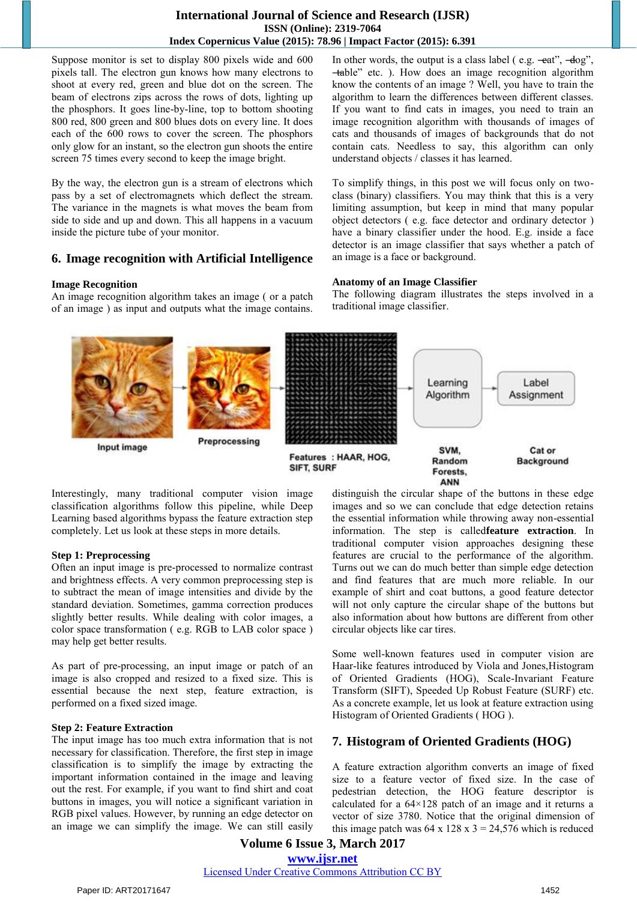Suppose monitor is set to display 800 pixels wide and 600 pixels tall. The electron gun knows how many electrons to shoot at every red, green and blue dot on the screen. The beam of electrons zips across the rows of dots, lighting up the phosphors. It goes line-by-line, top to bottom shooting 800 red, 800 green and 800 blues dots on every line. It does each of the 600 rows to cover the screen. The phosphors only glow for an instant, so the electron gun shoots the entire screen 75 times every second to keep the image bright.

By the way, the electron gun is a stream of electrons which pass by a set of electromagnets which deflect the stream. The variance in the magnets is what moves the beam from side to side and up and down. This all happens in a vacuum inside the picture tube of your monitor.

## 6. Image recognition with Artificial Intelligence

**Image Recognition**

An image recognition algorithm takes an image ( or a patch of an image ) as input and outputs what the image contains. In other words, the output is a class label ( e.g. ―cat", ―dog", ―table" etc. ). How does an image recognition algorithm know the contents of an image ? Well, you have to train the algorithm to learn the differences between different classes. If you want to find cats in images, you need to train an image recognition algorithm with thousands of images of cats and thousands of images of backgrounds that do not contain cats. Needless to say, this algorithm can only understand objects / classes it has learned.

To simplify things, in this post we will focus only on two-class (binary) classifiers. You may think that this is a very limiting assumption, but keep in mind that many popular object detectors ( e.g. face detector and ordinary detector ) have a binary classifier under the hood. E.g. inside a face detector is an image classifier that says whether a patch of an image is a face or background.

**Anatomy of an Image Classifier**

The following diagram illustrates the steps involved in a traditional image classifier.

Input image → Preprocessing → Features : HAAR, HOG, SIFT, SURF → Learning Algorithm (SVM, Random Forests, ANN) → Label Assignment (Cat or Background)

Interestingly, many traditional computer vision image classification algorithms follow this pipeline, while Deep Learning based algorithms bypass the feature extraction step completely. Let us look at these steps in more details.

**Step 1: Preprocessing**

Often an input image is pre-processed to normalize contrast and brightness effects. A very common preprocessing step is to subtract the mean of image intensities and divide by the standard deviation. Sometimes, gamma correction produces slightly better results. While dealing with color images, a color space transformation ( e.g. RGB to LAB color space ) may help get better results.

As part of pre-processing, an input image or patch of an image is also cropped and resized to a fixed size. This is essential because the next step, feature extraction, is performed on a fixed sized image.

**Step 2: Feature Extraction**

The input image has too much extra information that is not necessary for classification. Therefore, the first step in image classification is to simplify the image by extracting the important information contained in the image and leaving out the rest. For example, if you want to find shirt and coat buttons in images, you will notice a significant variation in RGB pixel values. However, by running an edge detector on an image we can simplify the image. We can still easily distinguish the circular shape of the buttons in these edge images and so we can conclude that edge detection retains the essential information while throwing away non-essential information. The step is called**feature extraction**. In traditional computer vision approaches designing these features are crucial to the performance of the algorithm. Turns out we can do much better than simple edge detection and find features that are much more reliable. In our example of shirt and coat buttons, a good feature detector will not only capture the circular shape of the buttons but also information about how buttons are different from other circular objects like car tires.

Some well-known features used in computer vision are Haar-like features introduced by Viola and Jones,Histogram of Oriented Gradients (HOG), Scale-Invariant Feature Transform (SIFT), Speeded Up Robust Feature (SURF) etc. As a concrete example, let us look at feature extraction using Histogram of Oriented Gradients ( HOG ).

## 7. Histogram of Oriented Gradients (HOG)

A feature extraction algorithm converts an image of fixed size to a feature vector of fixed size. In the case of pedestrian detection, the HOG feature descriptor is calculated for a 64×128 patch of an image and it returns a vector of size 3780. Notice that the original dimension of this image patch was 64 x 128 x 3 = 24,576 which is reduced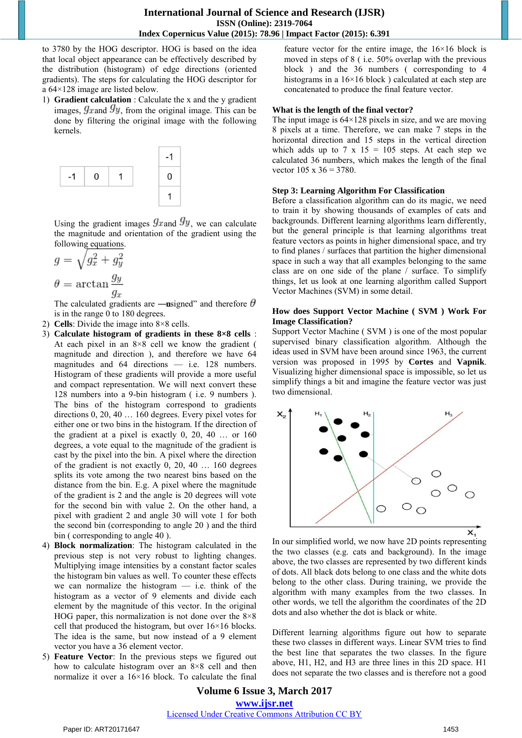to 3780 by the HOG descriptor. HOG is based on the idea that local object appearance can be effectively described by the distribution (histogram) of edge directions (oriented gradients). The steps for calculating the HOG descriptor for a 64×128 image are listed below.

1) **Gradient calculation** : Calculate the x and the y gradient images, $g_x$ and $g_y$, from the original image. This can be done by filtering the original image with the following kernels.

| -1 | 0 | 1 |
|---|---|---|

| -1 |
|---|
| 0 |
| 1 |

Using the gradient images $g_x$ and $g_y$, we can calculate the magnitude and orientation of the gradient using the following equations.

$$g = \sqrt{g_x^2 + g_y^2}$$

$$\theta = \arctan \frac{g_y}{g_x}$$

The calculated gradients are ―unsigned" and therefore $\theta$ is in the range 0 to 180 degrees.

2) **Cells**: Divide the image into 8×8 cells.
3) **Calculate histogram of gradients in these 8×8 cells** : At each pixel in an 8×8 cell we know the gradient ( magnitude and direction ), and therefore we have 64 magnitudes and 64 directions — i.e. 128 numbers. Histogram of these gradients will provide a more useful and compact representation. We will next convert these 128 numbers into a 9-bin histogram ( i.e. 9 numbers ). The bins of the histogram correspond to gradients directions 0, 20, 40 … 160 degrees. Every pixel votes for either one or two bins in the histogram. If the direction of the gradient at a pixel is exactly 0, 20, 40 … or 160 degrees, a vote equal to the magnitude of the gradient is cast by the pixel into the bin. A pixel where the direction of the gradient is not exactly 0, 20, 40 … 160 degrees splits its vote among the two nearest bins based on the distance from the bin. E.g. A pixel where the magnitude of the gradient is 2 and the angle is 20 degrees will vote for the second bin with value 2. On the other hand, a pixel with gradient 2 and angle 30 will vote 1 for both the second bin (corresponding to angle 20 ) and the third bin ( corresponding to angle 40 ).
4) **Block normalization**: The histogram calculated in the previous step is not very robust to lighting changes. Multiplying image intensities by a constant factor scales the histogram bin values as well. To counter these effects we can normalize the histogram — i.e. think of the histogram as a vector of 9 elements and divide each element by the magnitude of this vector. In the original HOG paper, this normalization is not done over the 8×8 cell that produced the histogram, but over 16×16 blocks. The idea is the same, but now instead of a 9 element vector you have a 36 element vector.
5) **Feature Vector**: In the previous steps we figured out how to calculate histogram over an 8×8 cell and then normalize it over a 16×16 block. To calculate the final feature vector for the entire image, the 16×16 block is moved in steps of 8 ( i.e. 50% overlap with the previous block ) and the 36 numbers ( corresponding to 4 histograms in a 16×16 block ) calculated at each step are concatenated to produce the final feature vector.

**What is the length of the final vector?**

The input image is 64×128 pixels in size, and we are moving 8 pixels at a time. Therefore, we can make 7 steps in the horizontal direction and 15 steps in the vertical direction which adds up to 7 x 15 = 105 steps. At each step we calculated 36 numbers, which makes the length of the final vector 105 x 36 = 3780.

**Step 3: Learning Algorithm For Classification**

Before a classification algorithm can do its magic, we need to train it by showing thousands of examples of cats and backgrounds. Different learning algorithms learn differently, but the general principle is that learning algorithms treat feature vectors as points in higher dimensional space, and try to find planes / surfaces that partition the higher dimensional space in such a way that all examples belonging to the same class are on one side of the plane / surface. To simplify things, let us look at one learning algorithm called Support Vector Machines (SVM) in some detail.

**How does Support Vector Machine ( SVM ) Work For Image Classification?**

Support Vector Machine ( SVM ) is one of the most popular supervised binary classification algorithm. Although the ideas used in SVM have been around since 1963, the current version was proposed in 1995 by **Cortes** and **Vapnik**. Visualizing higher dimensional space is impossible, so let us simplify things a bit and imagine the feature vector was just two dimensional.

In our simplified world, we now have 2D points representing the two classes (e.g. cats and background). In the image above, the two classes are represented by two different kinds of dots. All black dots belong to one class and the white dots belong to the other class. During training, we provide the algorithm with many examples from the two classes. In other words, we tell the algorithm the coordinates of the 2D dots and also whether the dot is black or white.

Different learning algorithms figure out how to separate these two classes in different ways. Linear SVM tries to find the best line that separates the two classes. In the figure above, H1, H2, and H3 are three lines in this 2D space. H1 does not separate the two classes and is therefore not a good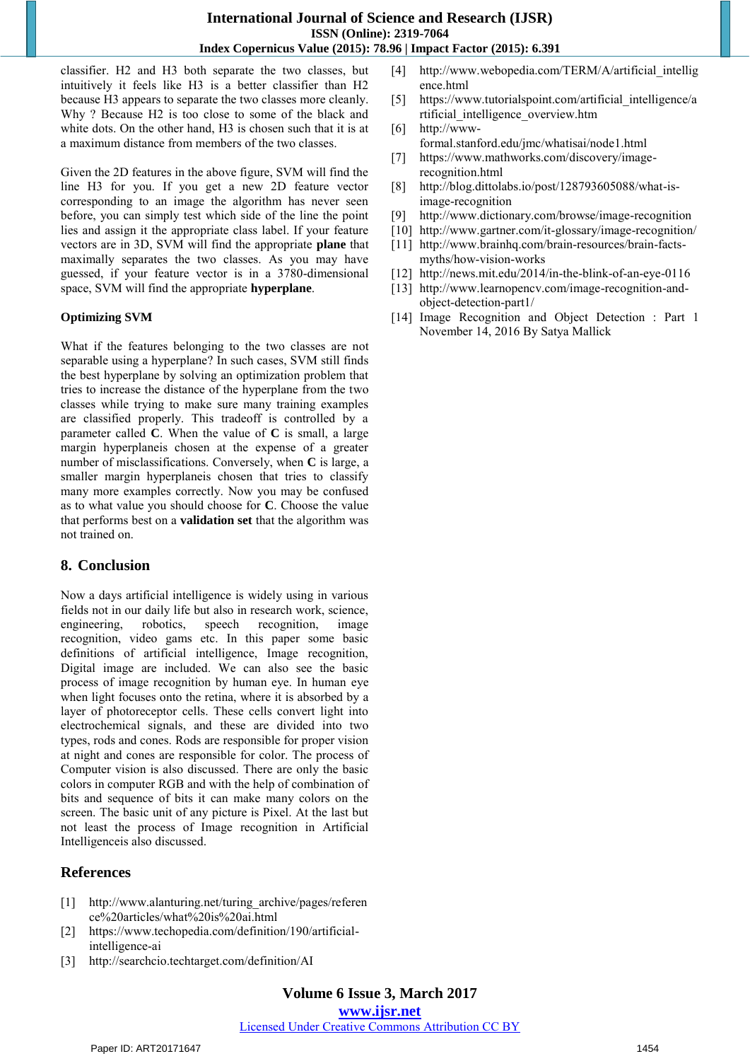classifier. H2 and H3 both separate the two classes, but intuitively it feels like H3 is a better classifier than H2 because H3 appears to separate the two classes more cleanly. Why ? Because H2 is too close to some of the black and white dots. On the other hand, H3 is chosen such that it is at a maximum distance from members of the two classes.

Given the 2D features in the above figure, SVM will find the line H3 for you. If you get a new 2D feature vector corresponding to an image the algorithm has never seen before, you can simply test which side of the line the point lies and assign it the appropriate class label. If your feature vectors are in 3D, SVM will find the appropriate **plane** that maximally separates the two classes. As you may have guessed, if your feature vector is in a 3780-dimensional space, SVM will find the appropriate **hyperplane**.

**Optimizing SVM**

What if the features belonging to the two classes are not separable using a hyperplane? In such cases, SVM still finds the best hyperplane by solving an optimization problem that tries to increase the distance of the hyperplane from the two classes while trying to make sure many training examples are classified properly. This tradeoff is controlled by a parameter called **C**. When the value of **C** is small, a large margin hyperplaneis chosen at the expense of a greater number of misclassifications. Conversely, when **C** is large, a smaller margin hyperplaneis chosen that tries to classify many more examples correctly. Now you may be confused as to what value you should choose for **C**. Choose the value that performs best on a **validation set** that the algorithm was not trained on.

## 8. Conclusion

Now a days artificial intelligence is widely using in various fields not in our daily life but also in research work, science, engineering, robotics, speech recognition, image recognition, video gams etc. In this paper some basic definitions of artificial intelligence, Image recognition, Digital image are included. We can also see the basic process of image recognition by human eye. In human eye when light focuses onto the retina, where it is absorbed by a layer of photoreceptor cells. These cells convert light into electrochemical signals, and these are divided into two types, rods and cones. Rods are responsible for proper vision at night and cones are responsible for color. The process of Computer vision is also discussed. There are only the basic colors in computer RGB and with the help of combination of bits and sequence of bits it can make many colors on the screen. The basic unit of any picture is Pixel. At the last but not least the process of Image recognition in Artificial Intelligenceis also discussed.

## References

[1] http://www.alanturing.net/turing_archive/pages/reference%20articles/what%20is%20ai.html
[2] https://www.techopedia.com/definition/190/artificial-intelligence-ai
[3] http://searchcio.techtarget.com/definition/AI
[4] http://www.webopedia.com/TERM/A/artificial_intelligence.html
[5] https://www.tutorialspoint.com/artificial_intelligence/artificial_intelligence_overview.htm
[6] http://www-formal.stanford.edu/jmc/whatisai/node1.html
[7] https://www.mathworks.com/discovery/image-recognition.html
[8] http://blog.dittolabs.io/post/128793605088/what-is-image-recognition
[9] http://www.dictionary.com/browse/image-recognition
[10] http://www.gartner.com/it-glossary/image-recognition/
[11] http://www.brainhq.com/brain-resources/brain-facts-myths/how-vision-works
[12] http://news.mit.edu/2014/in-the-blink-of-an-eye-0116
[13] http://www.learnopencv.com/image-recognition-and-object-detection-part1/
[14] Image Recognition and Object Detection : Part 1 November 14, 2016 By Satya Mallick